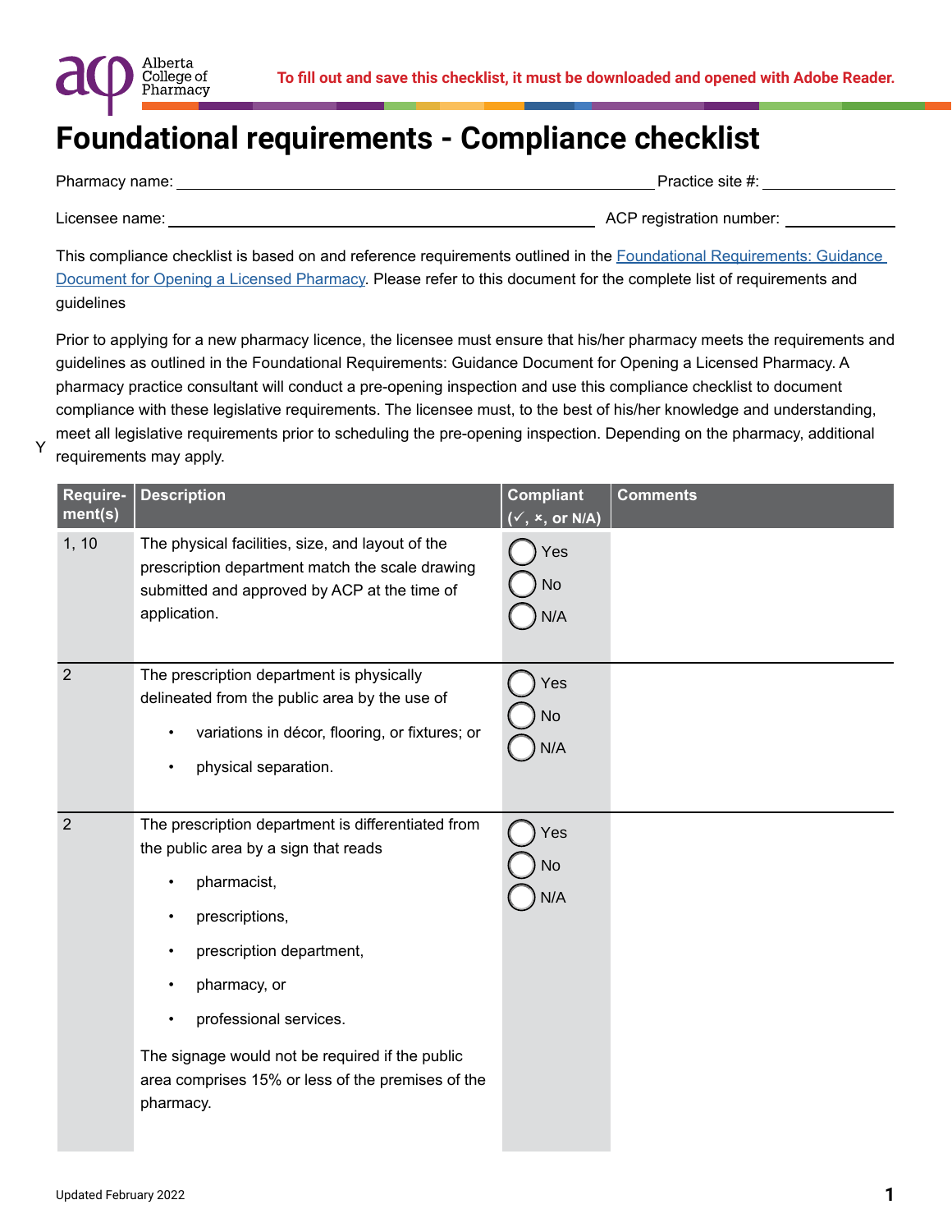Alberta College of Pharmacy

**To fill out and save this checklist, it must be downloaded and opened with Adobe Reader.**

# Foundational requirements - Compliance checklist

Pharmacy name: ______________________________ Practice site #: ____________

Licensee name: ______________________________ ACP registration number: ____________

This compliance checklist is based on and reference requirements outlined in the [Foundational Requirements: Guidance Document for Opening a Licensed Pharmacy](). Please refer to this document for the complete list of requirements and guidelines

Prior to applying for a new pharmacy licence, the licensee must ensure that his/her pharmacy meets the requirements and guidelines as outlined in the Foundational Requirements: Guidance Document for Opening a Licensed Pharmacy. A pharmacy practice consultant will conduct a pre-opening inspection and use this compliance checklist to document compliance with these legislative requirements. The licensee must, to the best of his/her knowledge and understanding, meet all legislative requirements prior to scheduling the pre-opening inspection. Depending on the pharmacy, additional requirements may apply.

| Requirement(s) | Description | Compliant (✓, ×, or N/A) | Comments |
|---|---|---|---|
| 1, 10 | The physical facilities, size, and layout of the prescription department match the scale drawing submitted and approved by ACP at the time of application. | ◯ Yes ◯ No ◯ N/A | |
| 2 | The prescription department is physically delineated from the public area by the use of<br>• variations in décor, flooring, or fixtures; or<br>• physical separation. | ◯ Yes ◯ No ◯ N/A | |
| 2 | The prescription department is differentiated from the public area by a sign that reads<br>• pharmacist,<br>• prescriptions,<br>• prescription department,<br>• pharmacy, or<br>• professional services.<br>The signage would not be required if the public area comprises 15% or less of the premises of the pharmacy. | ◯ Yes ◯ No ◯ N/A | |

Updated February 2022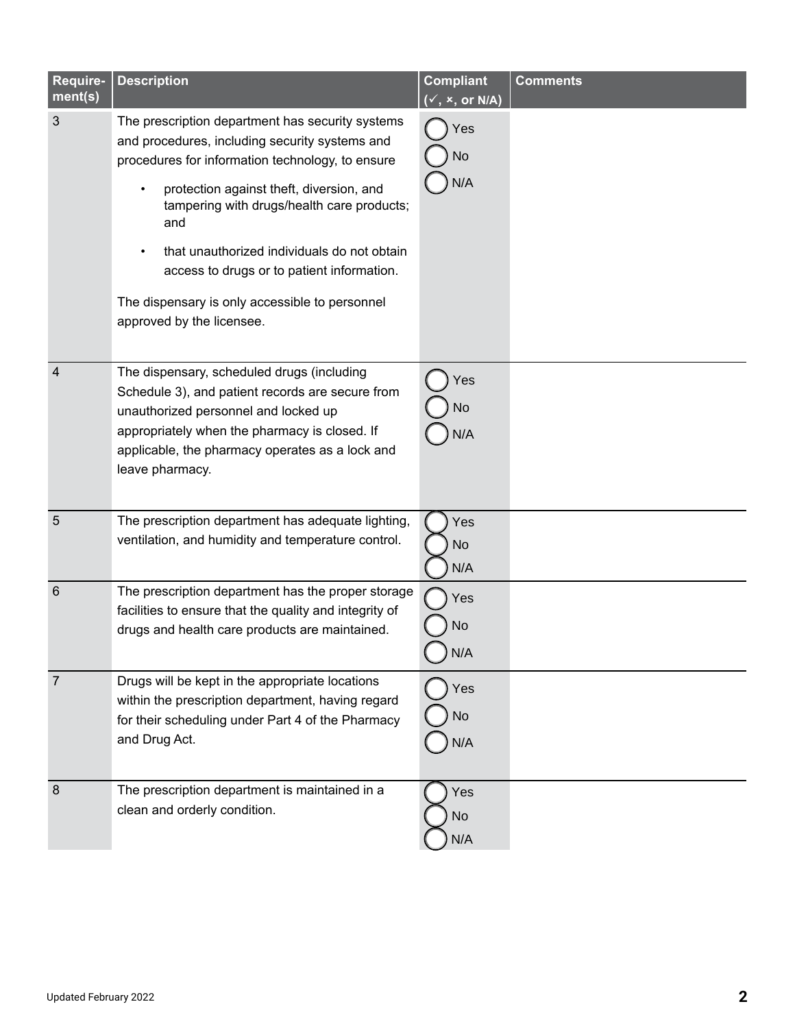| Require-ment(s) | Description | Compliant (✓, ×, or N/A) | Comments |
|---|---|---|---|
| 3 | The prescription department has security systems and procedures, including security systems and procedures for information technology, to ensure<br>• protection against theft, diversion, and tampering with drugs/health care products; and<br>• that unauthorized individuals do not obtain access to drugs or to patient information.<br>The dispensary is only accessible to personnel approved by the licensee. | ◯ Yes<br>◯ No<br>◯ N/A | |
| 4 | The dispensary, scheduled drugs (including Schedule 3), and patient records are secure from unauthorized personnel and locked up appropriately when the pharmacy is closed. If applicable, the pharmacy operates as a lock and leave pharmacy. | ◯ Yes<br>◯ No<br>◯ N/A | |
| 5 | The prescription department has adequate lighting, ventilation, and humidity and temperature control. | ◯ Yes<br>◯ No<br>◯ N/A | |
| 6 | The prescription department has the proper storage facilities to ensure that the quality and integrity of drugs and health care products are maintained. | ◯ Yes<br>◯ No<br>◯ N/A | |
| 7 | Drugs will be kept in the appropriate locations within the prescription department, having regard for their scheduling under Part 4 of the Pharmacy and Drug Act. | ◯ Yes<br>◯ No<br>◯ N/A | |
| 8 | The prescription department is maintained in a clean and orderly condition. | ◯ Yes<br>◯ No<br>◯ N/A | |

Updated February 2022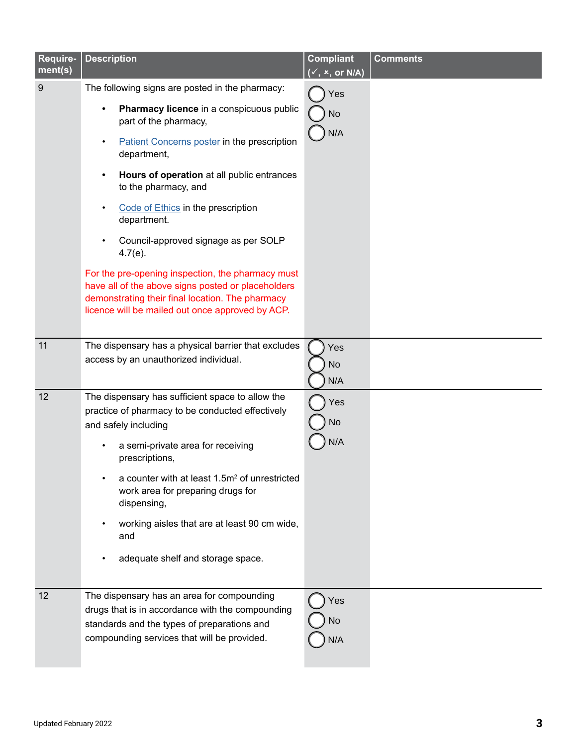| Require-ment(s) | Description | Compliant (✓, ×, or N/A) | Comments |
|---|---|---|---|
| 9 | The following signs are posted in the pharmacy:<br>• **Pharmacy licence** in a conspicuous public part of the pharmacy,<br>• Patient Concerns poster in the prescription department,<br>• **Hours of operation** at all public entrances to the pharmacy, and<br>• Code of Ethics in the prescription department.<br>• Council-approved signage as per SOLP 4.7(e).<br>For the pre-opening inspection, the pharmacy must have all of the above signs posted or placeholders demonstrating their final location. The pharmacy licence will be mailed out once approved by ACP. | ◯ Yes<br>◯ No<br>◯ N/A | |
| 11 | The dispensary has a physical barrier that excludes access by an unauthorized individual. | ◯ Yes<br>◯ No<br>◯ N/A | |
| 12 | The dispensary has sufficient space to allow the practice of pharmacy to be conducted effectively and safely including<br>• a semi-private area for receiving prescriptions,<br>• a counter with at least $1.5m^2$ of unrestricted work area for preparing drugs for dispensing,<br>• working aisles that are at least 90 cm wide, and<br>• adequate shelf and storage space. | ◯ Yes<br>◯ No<br>◯ N/A | |
| 12 | The dispensary has an area for compounding drugs that is in accordance with the compounding standards and the types of preparations and compounding services that will be provided. | ◯ Yes<br>◯ No<br>◯ N/A | |

Updated February 2022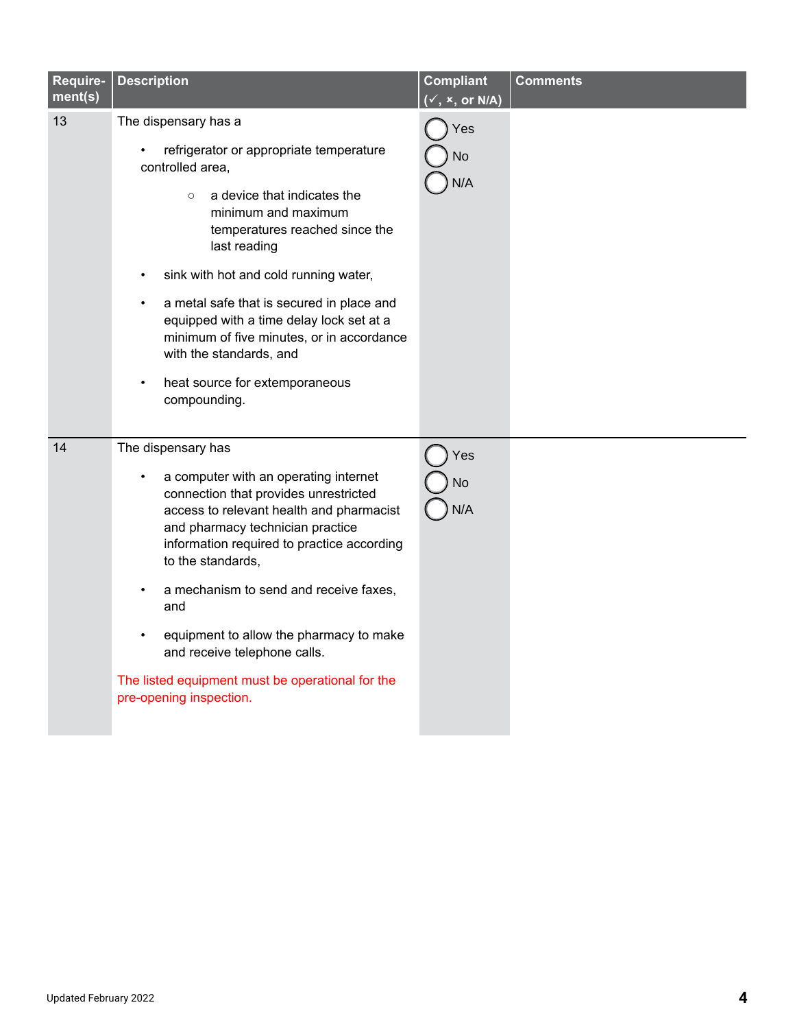| Require-ment(s) | Description | Compliant (✓, ×, or N/A) | Comments |
|---|---|---|---|
| 13 | The dispensary has a<br>• refrigerator or appropriate temperature controlled area,<br>  ○ a device that indicates the minimum and maximum temperatures reached since the last reading<br>• sink with hot and cold running water,<br>• a metal safe that is secured in place and equipped with a time delay lock set at a minimum of five minutes, or in accordance with the standards, and<br>• heat source for extemporaneous compounding. | ○ Yes<br>○ No<br>○ N/A | |
| 14 | The dispensary has<br>• a computer with an operating internet connection that provides unrestricted access to relevant health and pharmacist and pharmacy technician practice information required to practice according to the standards,<br>• a mechanism to send and receive faxes, and<br>• equipment to allow the pharmacy to make and receive telephone calls.<br>The listed equipment must be operational for the pre-opening inspection. | ○ Yes<br>○ No<br>○ N/A | |

Updated February 2022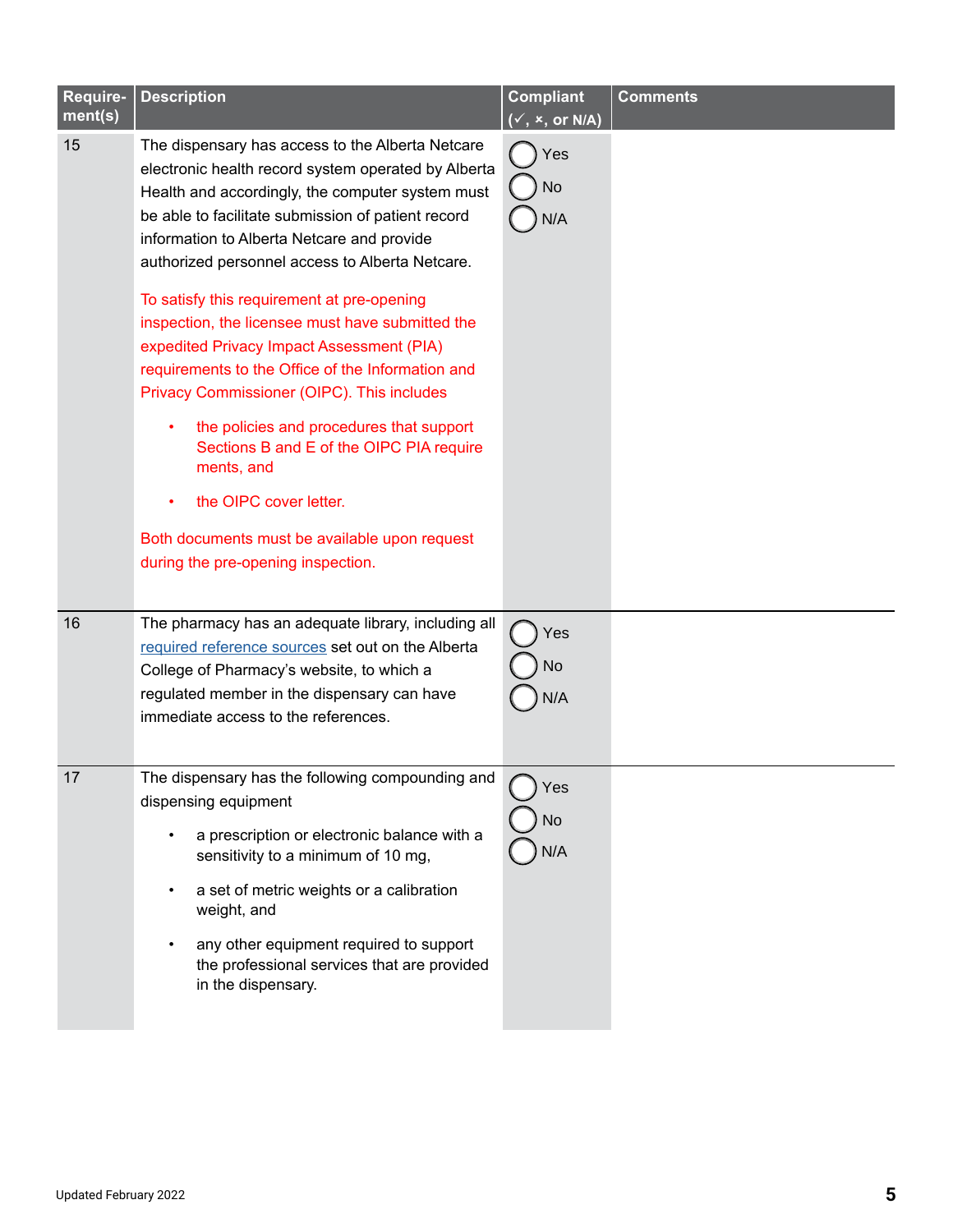| Requirement(s) | Description | Compliant (✓, ×, or N/A) | Comments |
|---|---|---|---|
| 15 | The dispensary has access to the Alberta Netcare electronic health record system operated by Alberta Health and accordingly, the computer system must be able to facilitate submission of patient record information to Alberta Netcare and provide authorized personnel access to Alberta Netcare.<br><br>To satisfy this requirement at pre-opening inspection, the licensee must have submitted the expedited Privacy Impact Assessment (PIA) requirements to the Office of the Information and Privacy Commissioner (OIPC). This includes<br><br>• the policies and procedures that support Sections B and E of the OIPC PIA requirements, and<br>• the OIPC cover letter.<br><br>Both documents must be available upon request during the pre-opening inspection. | ◯ Yes<br>◯ No<br>◯ N/A | |
| 16 | The pharmacy has an adequate library, including all required reference sources set out on the Alberta College of Pharmacy's website, to which a regulated member in the dispensary can have immediate access to the references. | ◯ Yes<br>◯ No<br>◯ N/A | |
| 17 | The dispensary has the following compounding and dispensing equipment<br><br>• a prescription or electronic balance with a sensitivity to a minimum of 10 mg,<br>• a set of metric weights or a calibration weight, and<br>• any other equipment required to support the professional services that are provided in the dispensary. | ◯ Yes<br>◯ No<br>◯ N/A | |

Updated February 2022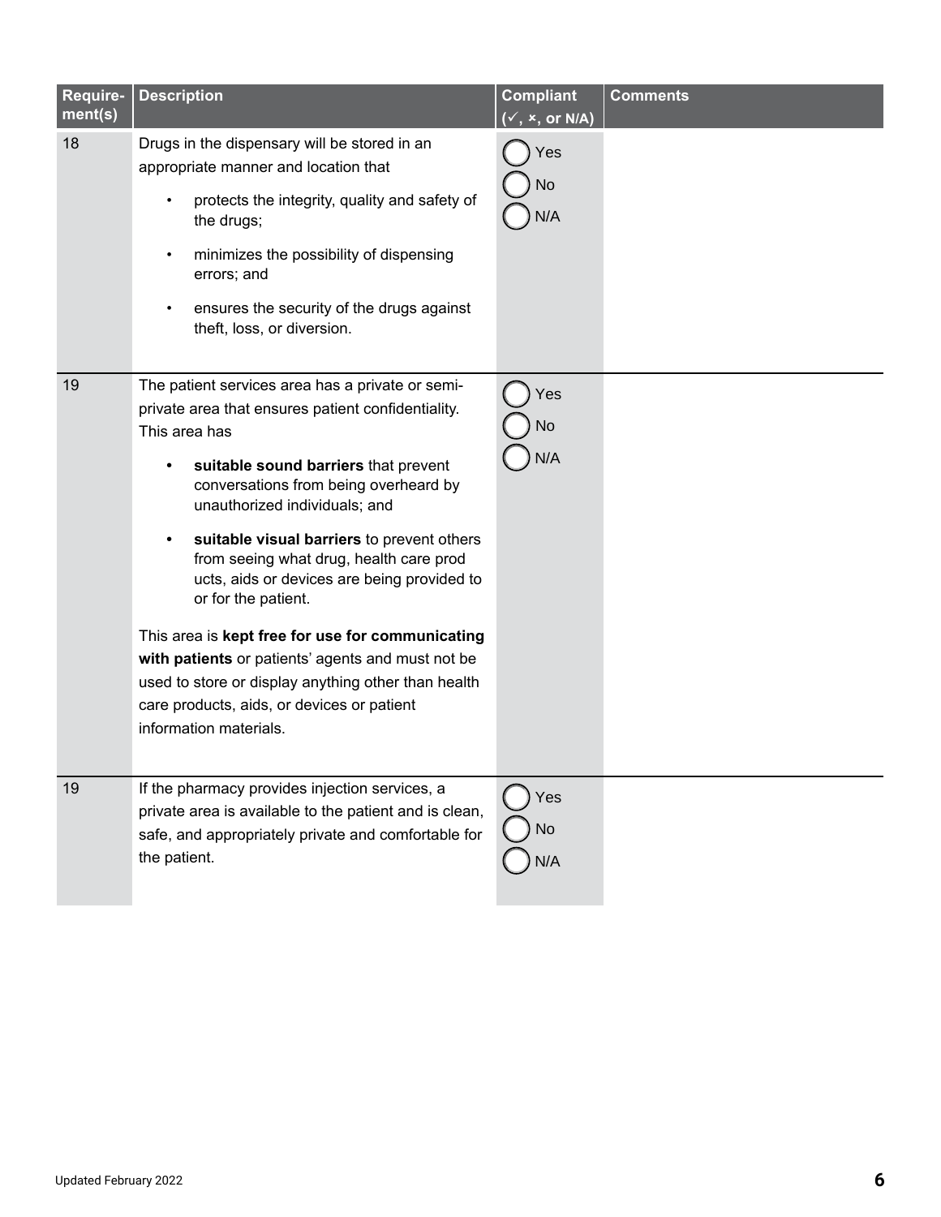| Requirement(s) | Description | Compliant (✓, ×, or N/A) | Comments |
|---|---|---|---|
| 18 | Drugs in the dispensary will be stored in an appropriate manner and location that<br>• protects the integrity, quality and safety of the drugs;<br>• minimizes the possibility of dispensing errors; and<br>• ensures the security of the drugs against theft, loss, or diversion. | ◯ Yes<br>◯ No<br>◯ N/A | |
| 19 | The patient services area has a private or semi-private area that ensures patient confidentiality. This area has<br>• **suitable sound barriers** that prevent conversations from being overheard by unauthorized individuals; and<br>• **suitable visual barriers** to prevent others from seeing what drug, health care products, aids or devices are being provided to or for the patient.<br><br>This area is **kept free for use for communicating with patients** or patients' agents and must not be used to store or display anything other than health care products, aids, or devices or patient information materials. | ◯ Yes<br>◯ No<br>◯ N/A | |
| 19 | If the pharmacy provides injection services, a private area is available to the patient and is clean, safe, and appropriately private and comfortable for the patient. | ◯ Yes<br>◯ No<br>◯ N/A | |

Updated February 2022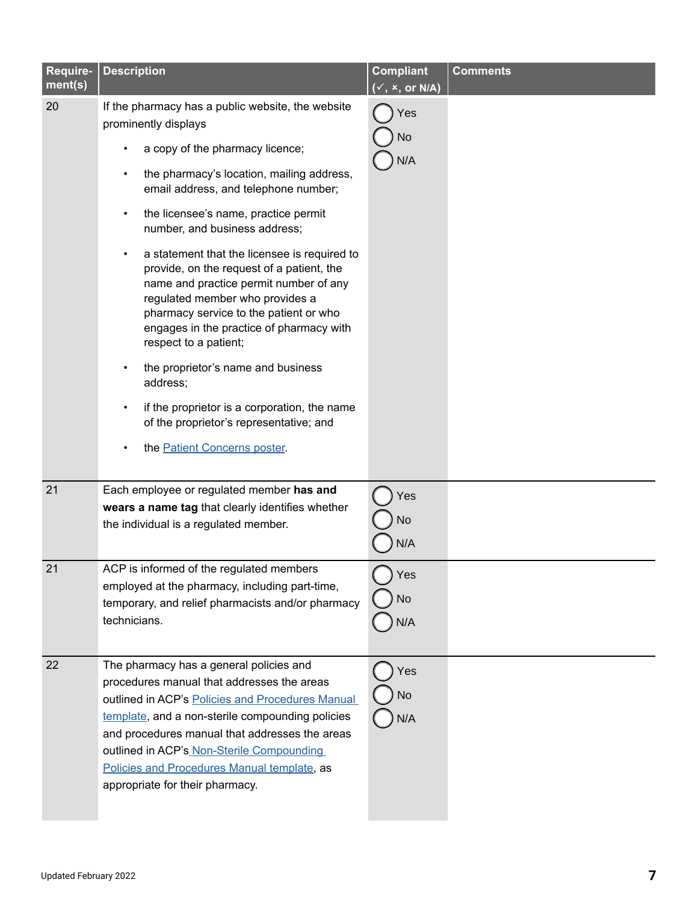| Requirement(s) | Description | Compliant (✓, ×, or N/A) | Comments |
| --- | --- | --- | --- |
| 20 | If the pharmacy has a public website, the website prominently displays<br>• a copy of the pharmacy licence;<br>• the pharmacy's location, mailing address, email address, and telephone number;<br>• the licensee's name, practice permit number, and business address;<br>• a statement that the licensee is required to provide, on the request of a patient, the name and practice permit number of any regulated member who provides a pharmacy service to the patient or who engages in the practice of pharmacy with respect to a patient;<br>• the proprietor's name and business address;<br>• if the proprietor is a corporation, the name of the proprietor's representative; and<br>• the Patient Concerns poster. | ◯ Yes<br>◯ No<br>◯ N/A | |
| 21 | Each employee or regulated member **has and wears a name tag** that clearly identifies whether the individual is a regulated member. | ◯ Yes<br>◯ No<br>◯ N/A | |
| 21 | ACP is informed of the regulated members employed at the pharmacy, including part-time, temporary, and relief pharmacists and/or pharmacy technicians. | ◯ Yes<br>◯ No<br>◯ N/A | |
| 22 | The pharmacy has a general policies and procedures manual that addresses the areas outlined in ACP's Policies and Procedures Manual template, and a non-sterile compounding policies and procedures manual that addresses the areas outlined in ACP's Non-Sterile Compounding Policies and Procedures Manual template, as appropriate for their pharmacy. | ◯ Yes<br>◯ No<br>◯ N/A | |

Updated February 2022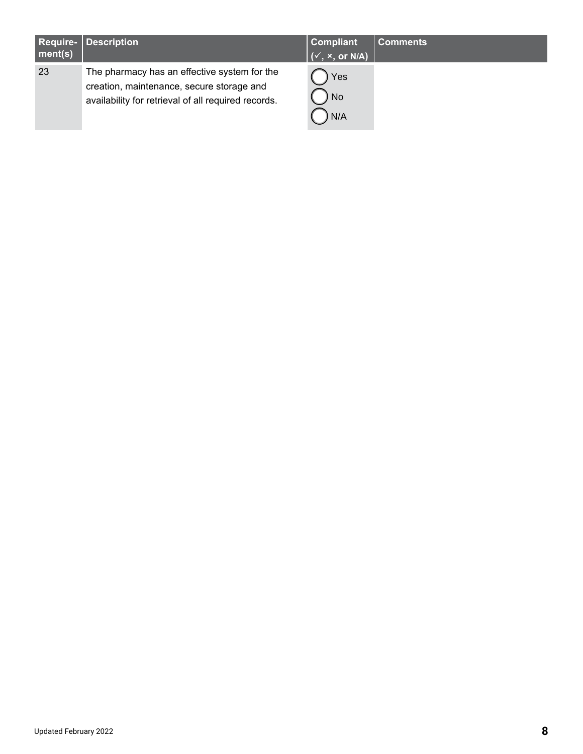| Require-ment(s) | Description | Compliant (✓, ×, or N/A) | Comments |
|---|---|---|---|
| 23 | The pharmacy has an effective system for the creation, maintenance, secure storage and availability for retrieval of all required records. | ◯ Yes ◯ No ◯ N/A | |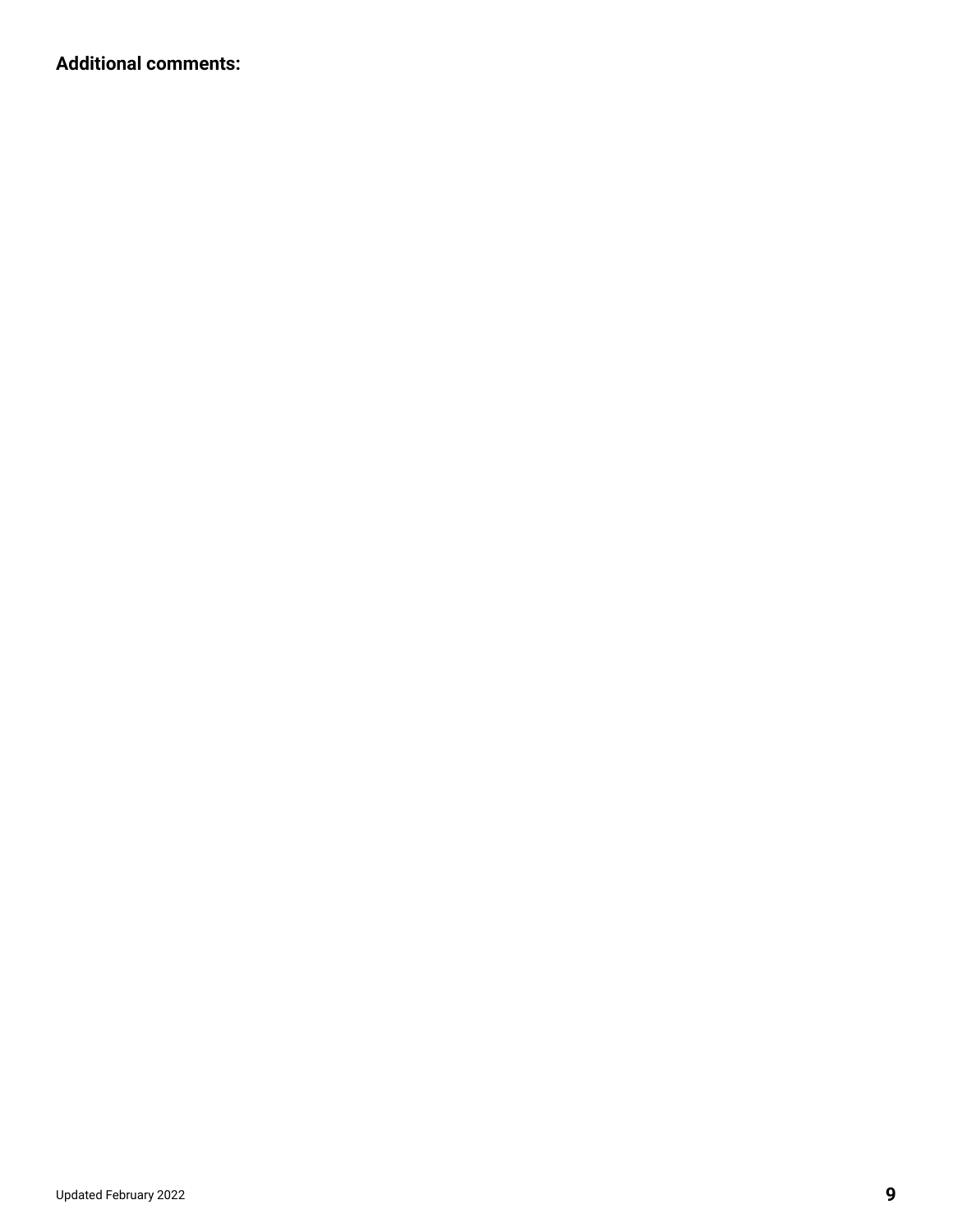**Additional comments:**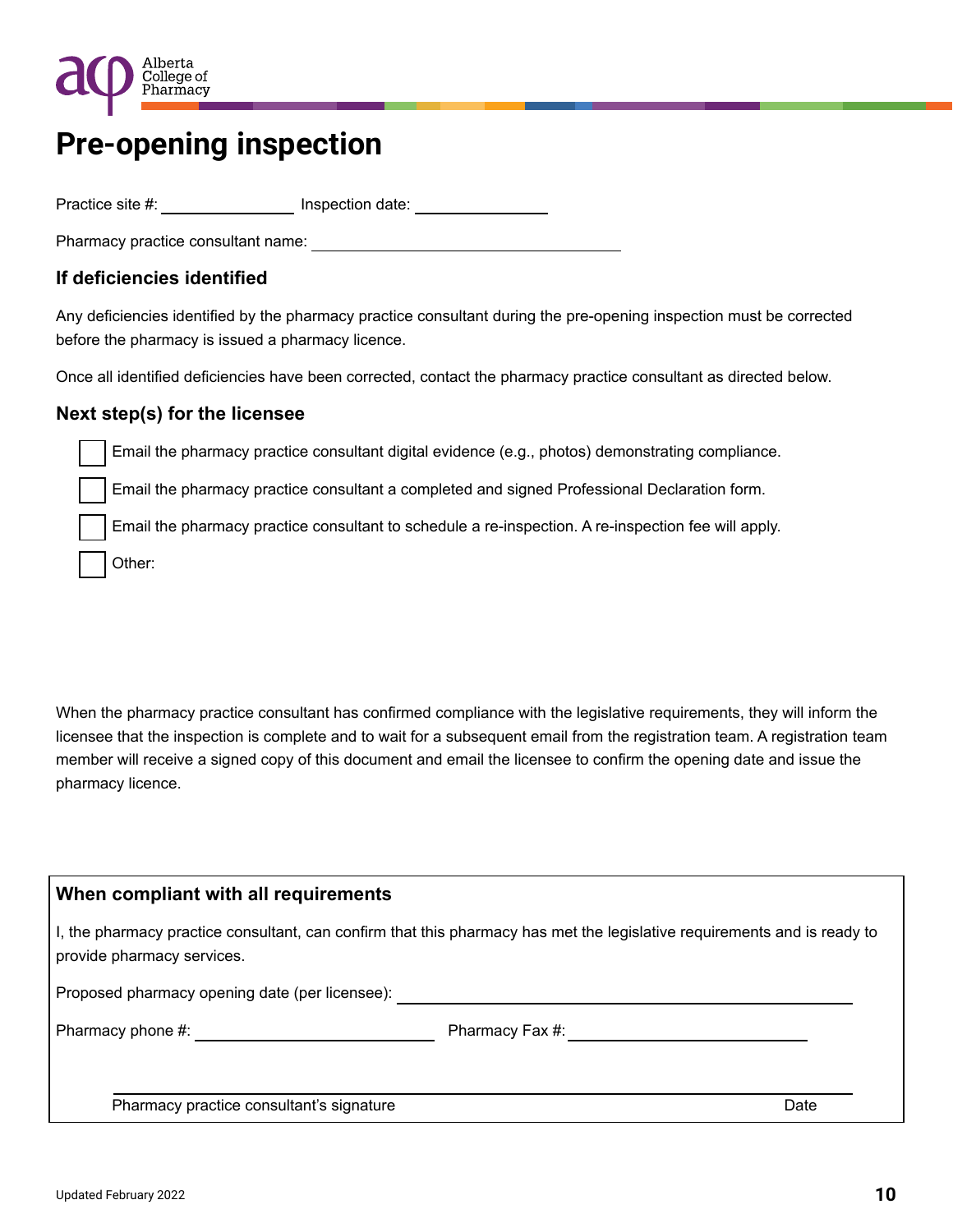# Pre-opening inspection

Practice site #: ______________ Inspection date: ______________

Pharmacy practice consultant name: ________________________________

### If deficiencies identified

Any deficiencies identified by the pharmacy practice consultant during the pre-opening inspection must be corrected before the pharmacy is issued a pharmacy licence.

Once all identified deficiencies have been corrected, contact the pharmacy practice consultant as directed below.

### Next step(s) for the licensee

- ☐ Email the pharmacy practice consultant digital evidence (e.g., photos) demonstrating compliance.
- ☐ Email the pharmacy practice consultant a completed and signed Professional Declaration form.
- ☐ Email the pharmacy practice consultant to schedule a re-inspection. A re-inspection fee will apply.
- ☐ Other:

When the pharmacy practice consultant has confirmed compliance with the legislative requirements, they will inform the licensee that the inspection is complete and to wait for a subsequent email from the registration team. A registration team member will receive a signed copy of this document and email the licensee to confirm the opening date and issue the pharmacy licence.

### When compliant with all requirements

I, the pharmacy practice consultant, can confirm that this pharmacy has met the legislative requirements and is ready to provide pharmacy services.

Proposed pharmacy opening date (per licensee): ________________________________

Pharmacy phone #: ______________________ Pharmacy Fax #: ______________________

________________________________________________________________

Pharmacy practice consultant's signature Date

Updated February 2022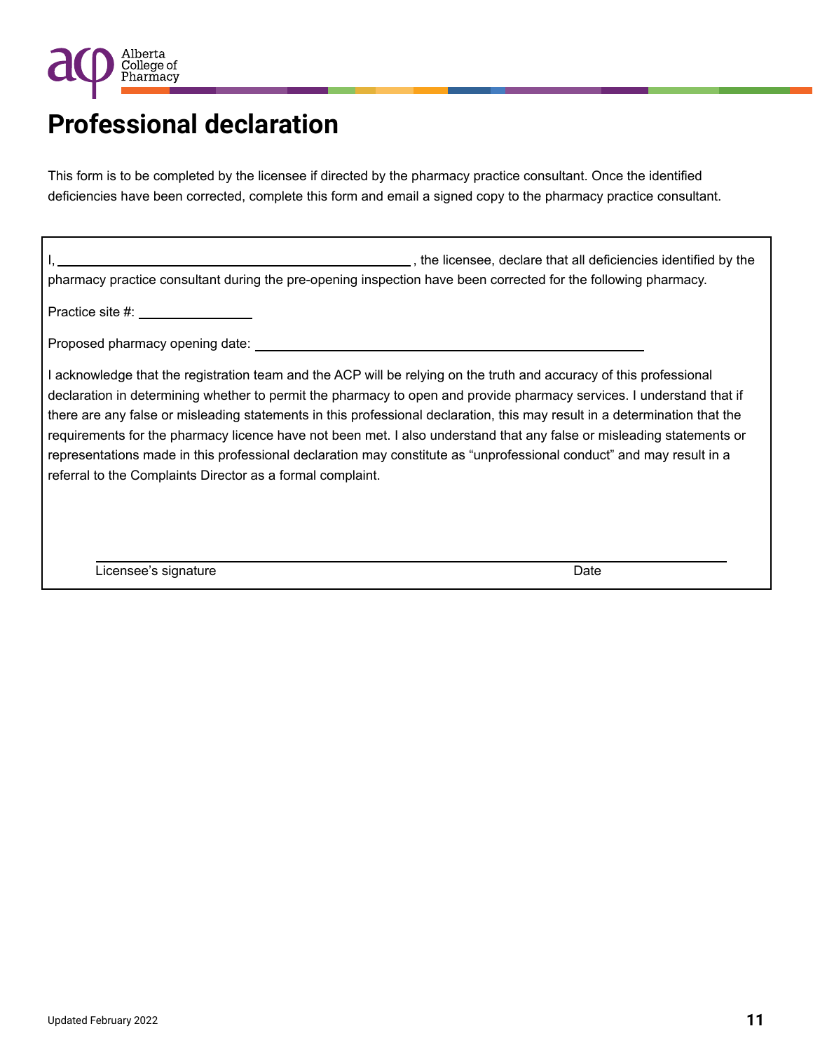# Professional declaration

This form is to be completed by the licensee if directed by the pharmacy practice consultant. Once the identified deficiencies have been corrected, complete this form and email a signed copy to the pharmacy practice consultant.

I, \_\_\_\_\_\_\_\_\_\_\_\_\_\_\_\_\_\_\_\_\_\_\_\_\_\_\_\_\_\_\_\_\_\_\_\_\_\_\_\_\_\_\_\_, the licensee, declare that all deficiencies identified by the pharmacy practice consultant during the pre-opening inspection have been corrected for the following pharmacy.

Practice site #: \_\_\_\_\_\_\_\_\_\_\_\_\_\_\_\_

Proposed pharmacy opening date: \_\_\_\_\_\_\_\_\_\_\_\_\_\_\_\_\_\_\_\_\_\_\_\_\_\_\_\_\_\_\_\_\_\_\_\_\_\_\_\_\_\_\_\_

I acknowledge that the registration team and the ACP will be relying on the truth and accuracy of this professional declaration in determining whether to permit the pharmacy to open and provide pharmacy services. I understand that if there are any false or misleading statements in this professional declaration, this may result in a determination that the requirements for the pharmacy licence have not been met. I also understand that any false or misleading statements or representations made in this professional declaration may constitute as "unprofessional conduct" and may result in a referral to the Complaints Director as a formal complaint.

\_\_\_\_\_\_\_\_\_\_\_\_\_\_\_\_\_\_\_\_\_\_\_\_\_\_\_\_\_\_\_\_\_\_\_\_\_\_\_\_\_\_\_\_\_\_\_\_\_\_\_\_\_\_\_\_\_\_\_\_\_\_\_\_\_\_\_\_\_\_\_\_

Licensee's signature Date

Updated February 2022